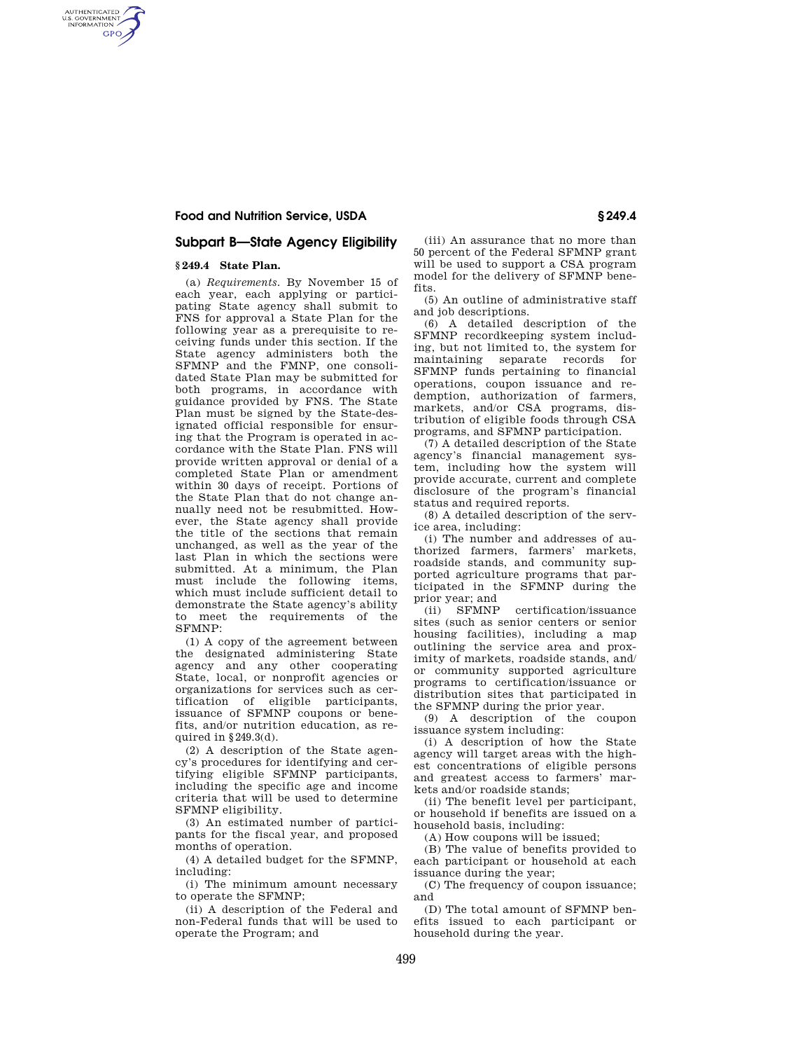## Subpart B—State Agency Eligibility

### § 249.4 State Plan.

(a) *Requirements.* By November 15 of each year, each applying or participating State agency shall submit to FNS for approval a State Plan for the following year as a prerequisite to receiving funds under this section. If the State agency administers both the SFMNP and the FMNP, one consolidated State Plan may be submitted for both programs, in accordance with guidance provided by FNS. The State Plan must be signed by the State-designated official responsible for ensuring that the Program is operated in accordance with the State Plan. FNS will provide written approval or denial of a completed State Plan or amendment within 30 days of receipt. Portions of the State Plan that do not change annually need not be resubmitted. However, the State agency shall provide the title of the sections that remain unchanged, as well as the year of the last Plan in which the sections were submitted. At a minimum, the Plan must include the following items, which must include sufficient detail to demonstrate the State agency's ability to meet the requirements of the SFMNP:

(1) A copy of the agreement between the designated administering State agency and any other cooperating State, local, or nonprofit agencies or organizations for services such as certification of eligible participants, issuance of SFMNP coupons or benefits, and/or nutrition education, as required in §249.3(d).

(2) A description of the State agency's procedures for identifying and certifying eligible SFMNP participants, including the specific age and income criteria that will be used to determine SFMNP eligibility.

(3) An estimated number of participants for the fiscal year, and proposed months of operation.

(4) A detailed budget for the SFMNP, including:

(i) The minimum amount necessary to operate the SFMNP;

(ii) A description of the Federal and non-Federal funds that will be used to operate the Program; and

(iii) An assurance that no more than 50 percent of the Federal SFMNP grant will be used to support a CSA program model for the delivery of SFMNP benefits.

(5) An outline of administrative staff and job descriptions.

(6) A detailed description of the SFMNP recordkeeping system including, but not limited to, the system for maintaining separate records for SFMNP funds pertaining to financial operations, coupon issuance and redemption, authorization of farmers, markets, and/or CSA programs, distribution of eligible foods through CSA programs, and SFMNP participation.

(7) A detailed description of the State agency's financial management system, including how the system will provide accurate, current and complete disclosure of the program's financial status and required reports.

(8) A detailed description of the service area, including:

(i) The number and addresses of authorized farmers, farmers' markets, roadside stands, and community supported agriculture programs that participated in the SFMNP during the prior year; and

(ii) SFMNP certification/issuance sites (such as senior centers or senior housing facilities), including a map outlining the service area and proximity of markets, roadside stands, and/or community supported agriculture programs to certification/issuance or distribution sites that participated in the SFMNP during the prior year.

(9) A description of the coupon issuance system including:

(i) A description of how the State agency will target areas with the highest concentrations of eligible persons and greatest access to farmers' markets and/or roadside stands;

(ii) The benefit level per participant, or household if benefits are issued on a household basis, including:

(A) How coupons will be issued;

(B) The value of benefits provided to each participant or household at each issuance during the year;

(C) The frequency of coupon issuance; and

(D) The total amount of SFMNP benefits issued to each participant or household during the year.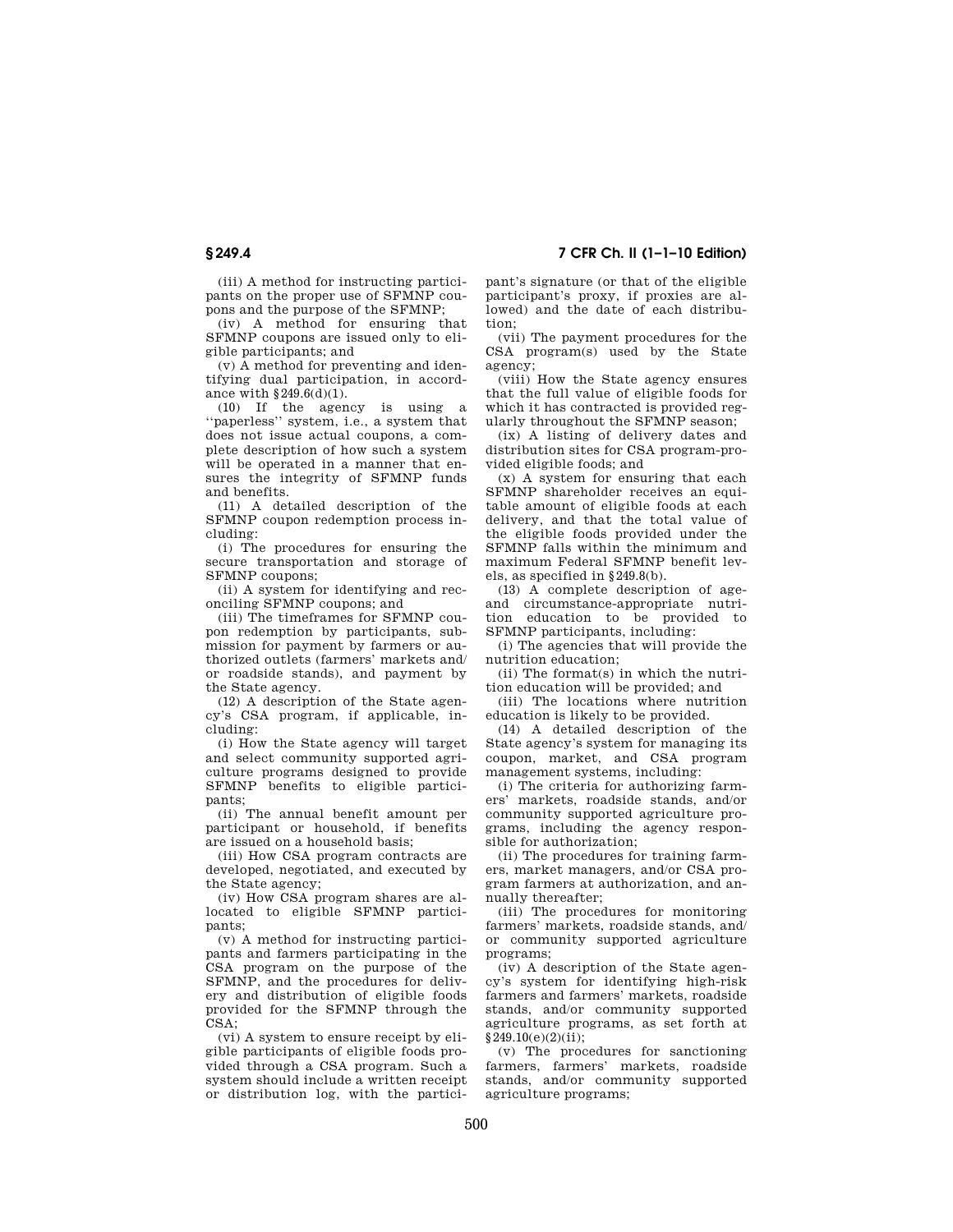(iii) A method for instructing participants on the proper use of SFMNP coupons and the purpose of the SFMNP;

(iv) A method for ensuring that SFMNP coupons are issued only to eligible participants; and

(v) A method for preventing and identifying dual participation, in accordance with §249.6(d)(1).

(10) If the agency is using a ''paperless'' system, i.e., a system that does not issue actual coupons, a complete description of how such a system will be operated in a manner that ensures the integrity of SFMNP funds and benefits.

(11) A detailed description of the SFMNP coupon redemption process including:

(i) The procedures for ensuring the secure transportation and storage of SFMNP coupons;

(ii) A system for identifying and reconciling SFMNP coupons; and

(iii) The timeframes for SFMNP coupon redemption by participants, submission for payment by farmers or authorized outlets (farmers' markets and/or roadside stands), and payment by the State agency.

(12) A description of the State agency's CSA program, if applicable, including:

(i) How the State agency will target and select community supported agriculture programs designed to provide SFMNP benefits to eligible participants;

(ii) The annual benefit amount per participant or household, if benefits are issued on a household basis;

(iii) How CSA program contracts are developed, negotiated, and executed by the State agency;

(iv) How CSA program shares are allocated to eligible SFMNP participants;

(v) A method for instructing participants and farmers participating in the CSA program on the purpose of the SFMNP, and the procedures for delivery and distribution of eligible foods provided for the SFMNP through the CSA;

(vi) A system to ensure receipt by eligible participants of eligible foods provided through a CSA program. Such a system should include a written receipt or distribution log, with the participant's signature (or that of the eligible participant's proxy, if proxies are allowed) and the date of each distribution;

(vii) The payment procedures for the CSA program(s) used by the State agency;

(viii) How the State agency ensures that the full value of eligible foods for which it has contracted is provided regularly throughout the SFMNP season;

(ix) A listing of delivery dates and distribution sites for CSA program-provided eligible foods; and

(x) A system for ensuring that each SFMNP shareholder receives an equitable amount of eligible foods at each delivery, and that the total value of the eligible foods provided under the SFMNP falls within the minimum and maximum Federal SFMNP benefit levels, as specified in §249.8(b).

(13) A complete description of age- and circumstance-appropriate nutrition education to be provided to SFMNP participants, including:

(i) The agencies that will provide the nutrition education;

(ii) The format(s) in which the nutrition education will be provided; and

(iii) The locations where nutrition education is likely to be provided.

(14) A detailed description of the State agency's system for managing its coupon, market, and CSA program management systems, including:

(i) The criteria for authorizing farmers' markets, roadside stands, and/or community supported agriculture programs, including the agency responsible for authorization;

(ii) The procedures for training farmers, market managers, and/or CSA program farmers at authorization, and annually thereafter;

(iii) The procedures for monitoring farmers' markets, roadside stands, and/or community supported agriculture programs;

(iv) A description of the State agency's system for identifying high-risk farmers and farmers' markets, roadside stands, and/or community supported agriculture programs, as set forth at §249.10(e)(2)(ii);

(v) The procedures for sanctioning farmers, farmers' markets, roadside stands, and/or community supported agriculture programs;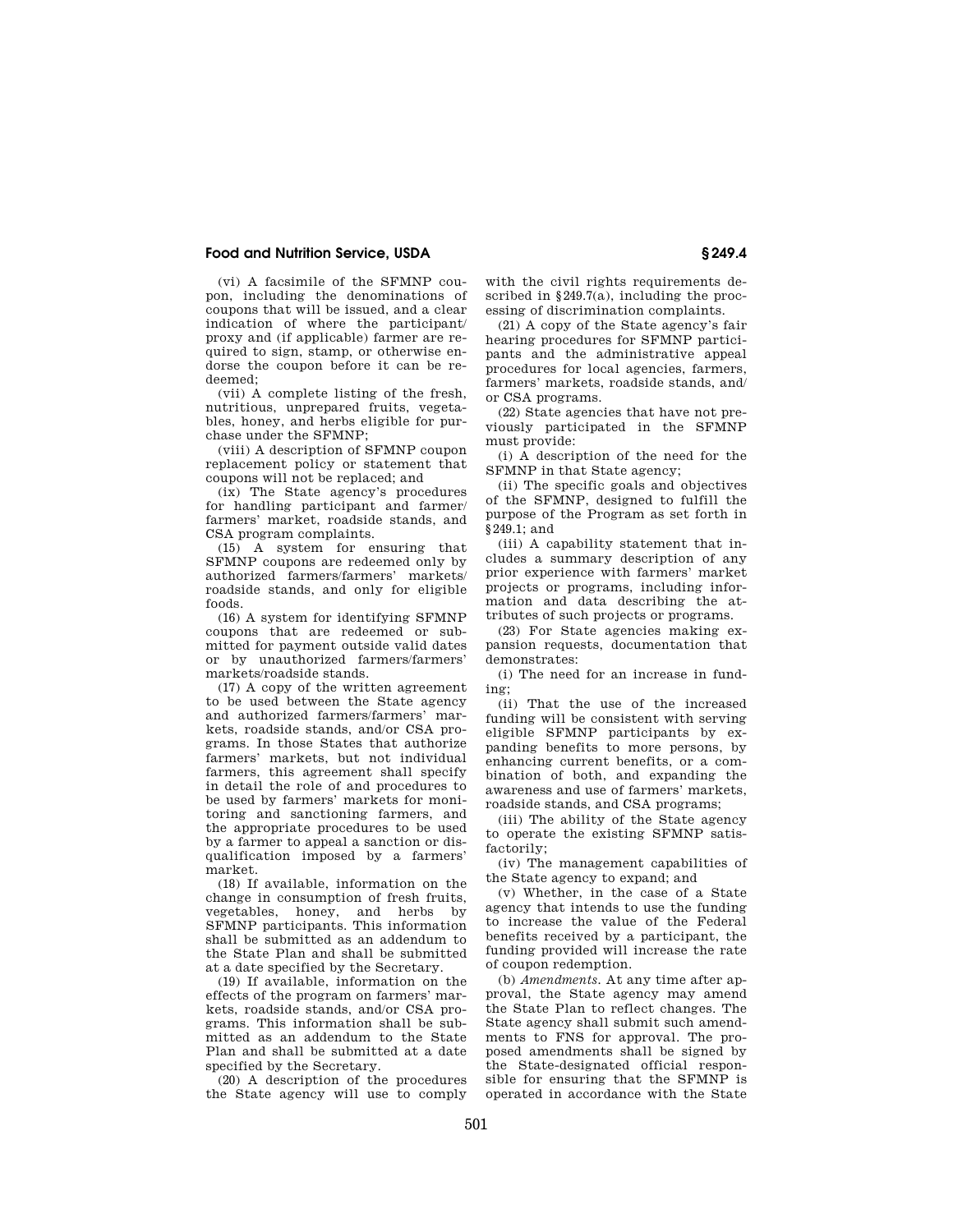(vi) A facsimile of the SFMNP coupon, including the denominations of coupons that will be issued, and a clear indication of where the participant/proxy and (if applicable) farmer are required to sign, stamp, or otherwise endorse the coupon before it can be redeemed;

(vii) A complete listing of the fresh, nutritious, unprepared fruits, vegetables, honey, and herbs eligible for purchase under the SFMNP;

(viii) A description of SFMNP coupon replacement policy or statement that coupons will not be replaced; and

(ix) The State agency's procedures for handling participant and farmer/farmers' market, roadside stands, and CSA program complaints.

(15) A system for ensuring that SFMNP coupons are redeemed only by authorized farmers/farmers' markets/roadside stands, and only for eligible foods.

(16) A system for identifying SFMNP coupons that are redeemed or submitted for payment outside valid dates or by unauthorized farmers/farmers' markets/roadside stands.

(17) A copy of the written agreement to be used between the State agency and authorized farmers/farmers' markets, roadside stands, and/or CSA programs. In those States that authorize farmers' markets, but not individual farmers, this agreement shall specify in detail the role of and procedures to be used by farmers' markets for monitoring and sanctioning farmers, and the appropriate procedures to be used by a farmer to appeal a sanction or disqualification imposed by a farmers' market.

(18) If available, information on the change in consumption of fresh fruits, vegetables, honey, and herbs by SFMNP participants. This information shall be submitted as an addendum to the State Plan and shall be submitted at a date specified by the Secretary.

(19) If available, information on the effects of the program on farmers' markets, roadside stands, and/or CSA programs. This information shall be submitted as an addendum to the State Plan and shall be submitted at a date specified by the Secretary.

(20) A description of the procedures the State agency will use to comply with the civil rights requirements described in §249.7(a), including the processing of discrimination complaints.

(21) A copy of the State agency's fair hearing procedures for SFMNP participants and the administrative appeal procedures for local agencies, farmers, farmers' markets, roadside stands, and/or CSA programs.

(22) State agencies that have not previously participated in the SFMNP must provide:

(i) A description of the need for the SFMNP in that State agency;

(ii) The specific goals and objectives of the SFMNP, designed to fulfill the purpose of the Program as set forth in §249.1; and

(iii) A capability statement that includes a summary description of any prior experience with farmers' market projects or programs, including information and data describing the attributes of such projects or programs.

(23) For State agencies making expansion requests, documentation that demonstrates:

(i) The need for an increase in funding;

(ii) That the use of the increased funding will be consistent with serving eligible SFMNP participants by expanding benefits to more persons, by enhancing current benefits, or a combination of both, and expanding the awareness and use of farmers' markets, roadside stands, and CSA programs;

(iii) The ability of the State agency to operate the existing SFMNP satisfactorily;

(iv) The management capabilities of the State agency to expand; and

(v) Whether, in the case of a State agency that intends to use the funding to increase the value of the Federal benefits received by a participant, the funding provided will increase the rate of coupon redemption.

(b) *Amendments.* At any time after approval, the State agency may amend the State Plan to reflect changes. The State agency shall submit such amendments to FNS for approval. The proposed amendments shall be signed by the State-designated official responsible for ensuring that the SFMNP is operated in accordance with the State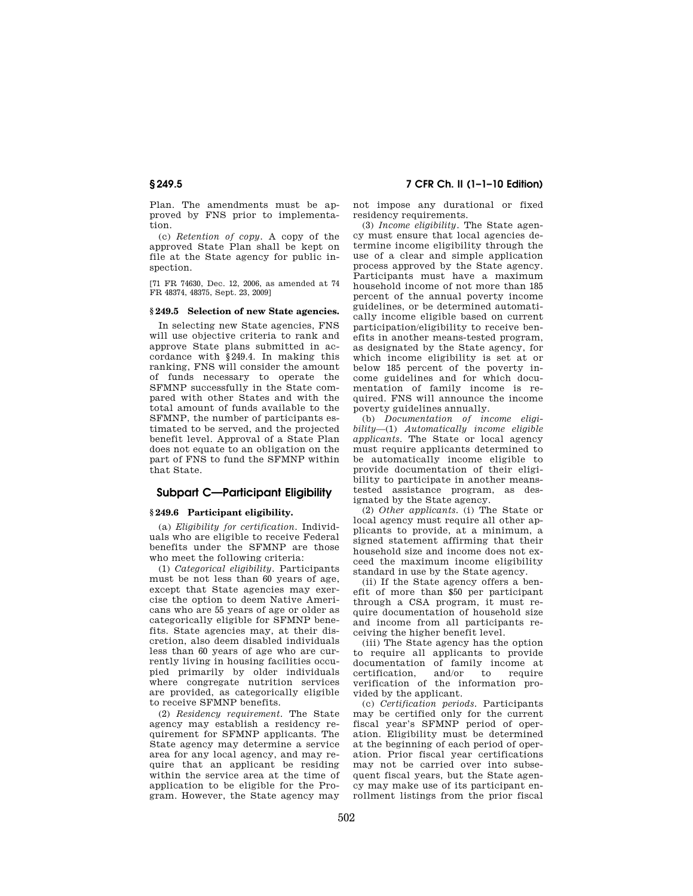Plan. The amendments must be approved by FNS prior to implementation.

(c) *Retention of copy.* A copy of the approved State Plan shall be kept on file at the State agency for public inspection.

[71 FR 74630, Dec. 12, 2006, as amended at 74 FR 48374, 48375, Sept. 23, 2009]

### § 249.5 Selection of new State agencies.

In selecting new State agencies, FNS will use objective criteria to rank and approve State plans submitted in accordance with § 249.4. In making this ranking, FNS will consider the amount of funds necessary to operate the SFMNP successfully in the State compared with other States and with the total amount of funds available to the SFMNP, the number of participants estimated to be served, and the projected benefit level. Approval of a State Plan does not equate to an obligation on the part of FNS to fund the SFMNP within that State.

## Subpart C—Participant Eligibility

### § 249.6 Participant eligibility.

(a) *Eligibility for certification.* Individuals who are eligible to receive Federal benefits under the SFMNP are those who meet the following criteria:

(1) *Categorical eligibility.* Participants must be not less than 60 years of age, except that State agencies may exercise the option to deem Native Americans who are 55 years of age or older as categorically eligible for SFMNP benefits. State agencies may, at their discretion, also deem disabled individuals less than 60 years of age who are currently living in housing facilities occupied primarily by older individuals where congregate nutrition services are provided, as categorically eligible to receive SFMNP benefits.

(2) *Residency requirement.* The State agency may establish a residency requirement for SFMNP applicants. The State agency may determine a service area for any local agency, and may require that an applicant be residing within the service area at the time of application to be eligible for the Program. However, the State agency may not impose any durational or fixed residency requirements.

(3) *Income eligibility.* The State agency must ensure that local agencies determine income eligibility through the use of a clear and simple application process approved by the State agency. Participants must have a maximum household income of not more than 185 percent of the annual poverty income guidelines, or be determined automatically income eligible based on current participation/eligibility to receive benefits in another means-tested program, as designated by the State agency, for which income eligibility is set at or below 185 percent of the poverty income guidelines and for which documentation of family income is required. FNS will announce the income poverty guidelines annually.

(b) *Documentation of income eligibility*—(1) *Automatically income eligible applicants.* The State or local agency must require applicants determined to be automatically income eligible to provide documentation of their eligibility to participate in another means-tested assistance program, as designated by the State agency.

(2) *Other applicants.* (i) The State or local agency must require all other applicants to provide, at a minimum, a signed statement affirming that their household size and income does not exceed the maximum income eligibility standard in use by the State agency.

(ii) If the State agency offers a benefit of more than $50 per participant through a CSA program, it must require documentation of household size and income from all participants receiving the higher benefit level.

(iii) The State agency has the option to require all applicants to provide documentation of family income at certification, and/or to require verification of the information provided by the applicant.

(c) *Certification periods.* Participants may be certified only for the current fiscal year's SFMNP period of operation. Eligibility must be determined at the beginning of each period of operation. Prior fiscal year certifications may not be carried over into subsequent fiscal years, but the State agency may make use of its participant enrollment listings from the prior fiscal